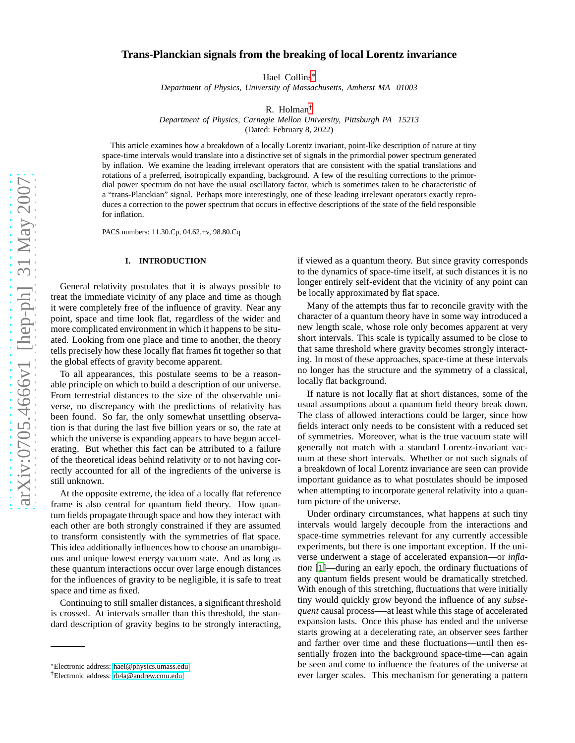# Trans-Planckian signals from the breaking of local Lorentz invariance

Hael Collins*

*Department of Physics, University of Massachusetts, Amherst MA 01003*

R. Holman†

*Department of Physics, Carnegie Mellon University, Pittsburgh PA 15213*

(Dated: February 8, 2022)

This article examines how a breakdown of a locally Lorentz invariant, point-like description of nature at tiny space-time intervals would translate into a distinctive set of signals in the primordial power spectrum generated by inflation. We examine the leading irrelevant operators that are consistent with the spatial translations and rotations of a preferred, isotropically expanding, background. A few of the resulting corrections to the primordial power spectrum do not have the usual oscillatory factor, which is sometimes taken to be characteristic of a "trans-Planckian" signal. Perhaps more interestingly, one of these leading irrelevant operators exactly reproduces a correction to the power spectrum that occurs in effective descriptions of the state of the field responsible for inflation.

PACS numbers: 11.30.Cp, 04.62.+v, 98.80.Cq

## I. INTRODUCTION

General relativity postulates that it is always possible to treat the immediate vicinity of any place and time as though it were completely free of the influence of gravity. Near any point, space and time look flat, regardless of the wider and more complicated environment in which it happens to be situated. Looking from one place and time to another, the theory tells precisely how these locally flat frames fit together so that the global effects of gravity become apparent.

To all appearances, this postulate seems to be a reasonable principle on which to build a description of our universe. From terrestrial distances to the size of the observable universe, no discrepancy with the predictions of relativity has been found. So far, the only somewhat unsettling observation is that during the last five billion years or so, the rate at which the universe is expanding appears to have begun accelerating. But whether this fact can be attributed to a failure of the theoretical ideas behind relativity or to not having correctly accounted for all of the ingredients of the universe is still unknown.

At the opposite extreme, the idea of a locally flat reference frame is also central for quantum field theory. How quantum fields propagate through space and how they interact with each other are both strongly constrained if they are assumed to transform consistently with the symmetries of flat space. This idea additionally influences how to choose an unambiguous and unique lowest energy vacuum state. And as long as these quantum interactions occur over large enough distances for the influences of gravity to be negligible, it is safe to treat space and time as fixed.

Continuing to still smaller distances, a significant threshold is crossed. At intervals smaller than this threshold, the standard description of gravity begins to be strongly interacting, if viewed as a quantum theory. But since gravity corresponds to the dynamics of space-time itself, at such distances it is no longer entirely self-evident that the vicinity of any point can be locally approximated by flat space.

Many of the attempts thus far to reconcile gravity with the character of a quantum theory have in some way introduced a new length scale, whose role only becomes apparent at very short intervals. This scale is typically assumed to be close to that same threshold where gravity becomes strongly interacting. In most of these approaches, space-time at these intervals no longer has the structure and the symmetry of a classical, locally flat background.

If nature is not locally flat at short distances, some of the usual assumptions about a quantum field theory break down. The class of allowed interactions could be larger, since how fields interact only needs to be consistent with a reduced set of symmetries. Moreover, what is the true vacuum state will generally not match with a standard Lorentz-invariant vacuum at these short intervals. Whether or not such signals of a breakdown of local Lorentz invariance are seen can provide important guidance as to what postulates should be imposed when attempting to incorporate general relativity into a quantum picture of the universe.

Under ordinary circumstances, what happens at such tiny intervals would largely decouple from the interactions and space-time symmetries relevant for any currently accessible experiments, but there is one important exception. If the universe underwent a stage of accelerated expansion—or *inflation* [1]—during an early epoch, the ordinary fluctuations of any quantum fields present would be dramatically stretched. With enough of this stretching, fluctuations that were initially tiny would quickly grow beyond the influence of any *subsequent* causal process—-at least while this stage of accelerated expansion lasts. Once this phase has ended and the universe starts growing at a decelerating rate, an observer sees farther and farther over time and these fluctuations—until then essentially frozen into the background space-time—can again be seen and come to influence the features of the universe at ever larger scales. This mechanism for generating a pattern

*Electronic address: hael@physics.umass.edu

†Electronic address: rh4a@andrew.cmu.edu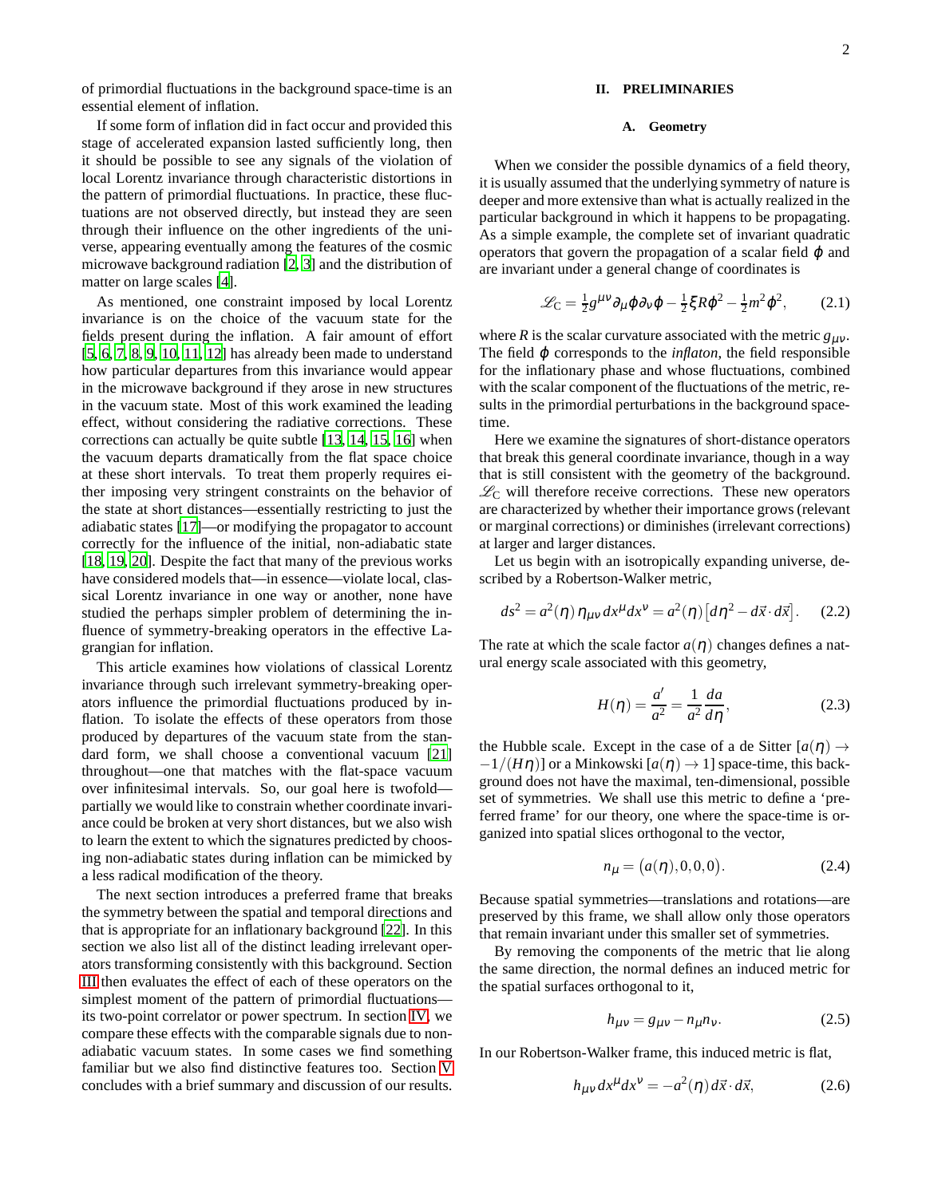of primordial fluctuations in the background space-time is an essential element of inflation.

If some form of inflation did in fact occur and provided this stage of accelerated expansion lasted sufficiently long, then it should be possible to see any signals of the violation of local Lorentz invariance through characteristic distortions in the pattern of primordial fluctuations. In practice, these fluctuations are not observed directly, but instead they are seen through their influence on the other ingredients of the universe, appearing eventually among the features of the cosmic microwave background radiation [2, 3] and the distribution of matter on large scales [4].

As mentioned, one constraint imposed by local Lorentz invariance is on the choice of the vacuum state for the fields present during the inflation. A fair amount of effort [5, 6, 7, 8, 9, 10, 11, 12] has already been made to understand how particular departures from this invariance would appear in the microwave background if they arose in new structures in the vacuum state. Most of this work examined the leading effect, without considering the radiative corrections. These corrections can actually be quite subtle [13, 14, 15, 16] when the vacuum departs dramatically from the flat space choice at these short intervals. To treat them properly requires either imposing very stringent constraints on the behavior of the state at short distances—essentially restricting to just the adiabatic states [17]—or modifying the propagator to account correctly for the influence of the initial, non-adiabatic state [18, 19, 20]. Despite the fact that many of the previous works have considered models that—in essence—violate local, classical Lorentz invariance in one way or another, none have studied the perhaps simpler problem of determining the influence of symmetry-breaking operators in the effective Lagrangian for inflation.

This article examines how violations of classical Lorentz invariance through such irrelevant symmetry-breaking operators influence the primordial fluctuations produced by inflation. To isolate the effects of these operators from those produced by departures of the vacuum state from the standard form, we shall choose a conventional vacuum [21] throughout—one that matches with the flat-space vacuum over infinitesimal intervals. So, our goal here is twofold—partially we would like to constrain whether coordinate invariance could be broken at very short distances, but we also wish to learn the extent to which the signatures predicted by choosing non-adiabatic states during inflation can be mimicked by a less radical modification of the theory.

The next section introduces a preferred frame that breaks the symmetry between the spatial and temporal directions and that is appropriate for an inflationary background [22]. In this section we also list all of the distinct leading irrelevant operators transforming consistently with this background. Section III then evaluates the effect of each of these operators on the simplest moment of the pattern of primordial fluctuations—its two-point correlator or power spectrum. In section IV, we compare these effects with the comparable signals due to non-adiabatic vacuum states. In some cases we find something familiar but we also find distinctive features too. Section V concludes with a brief summary and discussion of our results.

## II. PRELIMINARIES

### A. Geometry

When we consider the possible dynamics of a field theory, it is usually assumed that the underlying symmetry of nature is deeper and more extensive than what is actually realized in the particular background in which it happens to be propagating. As a simple example, the complete set of invariant quadratic operators that govern the propagation of a scalar field $\varphi$ and are invariant under a general change of coordinates is

$$\mathscr{L}_{\rm C} = \tfrac{1}{2} g^{\mu\nu}\partial_\mu\varphi\partial_\nu\varphi - \tfrac{1}{2}\xi R\varphi^2 - \tfrac{1}{2}m^2\varphi^2, \tag{2.1}$$

where $R$ is the scalar curvature associated with the metric $g_{\mu\nu}$. The field $\varphi$ corresponds to the *inflaton*, the field responsible for the inflationary phase and whose fluctuations, combined with the scalar component of the fluctuations of the metric, results in the primordial perturbations in the background space-time.

Here we examine the signatures of short-distance operators that break this general coordinate invariance, though in a way that is still consistent with the geometry of the background. $\mathscr{L}_{\rm C}$ will therefore receive corrections. These new operators are characterized by whether their importance grows (relevant or marginal corrections) or diminishes (irrelevant corrections) at larger and larger distances.

Let us begin with an isotropically expanding universe, described by a Robertson-Walker metric,

$$ds^2 = a^2(\eta)\,\eta_{\mu\nu}\,dx^\mu dx^\nu = a^2(\eta)\big[d\eta^2 - d\vec{x}\cdot d\vec{x}\big]. \tag{2.2}$$

The rate at which the scale factor $a(\eta)$ changes defines a natural energy scale associated with this geometry,

$$H(\eta) = \frac{a'}{a^2} = \frac{1}{a^2}\frac{da}{d\eta}, \tag{2.3}$$

the Hubble scale. Except in the case of a de Sitter [$a(\eta) \to -1/(H\eta)$] or a Minkowski [$a(\eta) \to 1$] space-time, this background does not have the maximal, ten-dimensional, possible set of symmetries. We shall use this metric to define a 'preferred frame' for our theory, one where the space-time is organized into spatial slices orthogonal to the vector,

$$n_\mu = \big(a(\eta), 0, 0, 0\big). \tag{2.4}$$

Because spatial symmetries—translations and rotations—are preserved by this frame, we shall allow only those operators that remain invariant under this smaller set of symmetries.

By removing the components of the metric that lie along the same direction, the normal defines an induced metric for the spatial surfaces orthogonal to it,

$$h_{\mu\nu} = g_{\mu\nu} - n_\mu n_\nu. \tag{2.5}$$

In our Robertson-Walker frame, this induced metric is flat,

$$h_{\mu\nu}\,dx^\mu dx^\nu = -a^2(\eta)\,d\vec{x}\cdot d\vec{x}, \tag{2.6}$$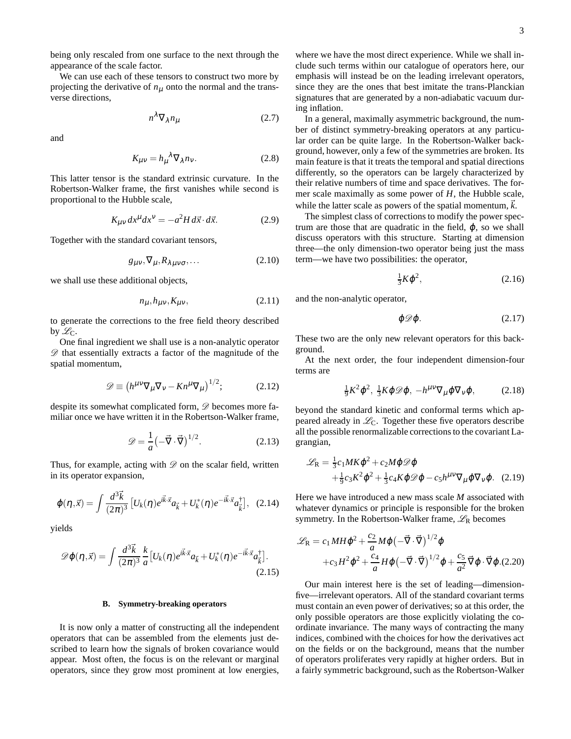being only rescaled from one surface to the next through the appearance of the scale factor.

We can use each of these tensors to construct two more by projecting the derivative of $n_\mu$ onto the normal and the transverse directions,

$$n^\lambda \nabla_\lambda n_\mu \tag{2.7}$$

and

$$K_{\mu\nu} = h_\mu{}^\lambda \nabla_\lambda n_\nu. \tag{2.8}$$

This latter tensor is the standard extrinsic curvature. In the Robertson-Walker frame, the first vanishes while second is proportional to the Hubble scale,

$$K_{\mu\nu}\, dx^\mu dx^\nu = -a^2 H\, d\vec{x}\cdot d\vec{x}. \tag{2.9}$$

Together with the standard covariant tensors,

$$g_{\mu\nu}, \nabla_\mu, R_{\lambda\mu\nu\sigma}, \ldots \tag{2.10}$$

we shall use these additional objects,

$$n_\mu, h_{\mu\nu}, K_{\mu\nu}, \tag{2.11}$$

to generate the corrections to the free field theory described by $\mathscr{L}_{\rm C}$.

One final ingredient we shall use is a non-analytic operator $\mathscr{D}$ that essentially extracts a factor of the magnitude of the spatial momentum,

$$\mathscr{D} \equiv \left( h^{\mu\nu}\nabla_\mu\nabla_\nu - K n^\mu \nabla_\mu \right)^{1/2}; \tag{2.12}$$

despite its somewhat complicated form, $\mathscr{D}$ becomes more familiar once we have written it in the Robertson-Walker frame,

$$\mathscr{D} = \frac{1}{a}\left( -\vec{\nabla}\cdot\vec{\nabla} \right)^{1/2}. \tag{2.13}$$

Thus, for example, acting with $\mathscr{D}$ on the scalar field, written in its operator expansion,

$$\varphi(\eta,\vec{x}) = \int \frac{d^3\vec{k}}{(2\pi)^3} \left[ U_k(\eta) e^{i\vec{k}\cdot\vec{x}} a_{\vec{k}} + U_k^*(\eta) e^{-i\vec{k}\cdot\vec{x}} a_{\vec{k}}^\dagger \right], \tag{2.14}$$

yields

$$\mathscr{D}\varphi(\eta,\vec{x}) = \int \frac{d^3\vec{k}}{(2\pi)^3} \frac{k}{a} \left[ U_k(\eta) e^{i\vec{k}\cdot\vec{x}} a_{\vec{k}} + U_k^*(\eta) e^{-i\vec{k}\cdot\vec{x}} a_{\vec{k}}^\dagger \right]. \tag{2.15}$$

### B. Symmetry-breaking operators

It is now only a matter of constructing all the independent operators that can be assembled from the elements just described to learn how the signals of broken covariance would appear. Most often, the focus is on the relevant or marginal operators, since they grow most prominent at low energies, where we have the most direct experience. While we shall include such terms within our catalogue of operators here, our emphasis will instead be on the leading irrelevant operators, since they are the ones that best imitate the trans-Planckian signatures that are generated by a non-adiabatic vacuum during inflation.

In a general, maximally asymmetric background, the number of distinct symmetry-breaking operators at any particular order can be quite large. In the Robertson-Walker background, however, only a few of the symmetries are broken. Its main feature is that it treats the temporal and spatial directions differently, so the operators can be largely characterized by their relative numbers of time and space derivatives. The former scale maximally as some power of $H$, the Hubble scale, while the latter scale as powers of the spatial momentum, $\vec{k}$.

The simplest class of corrections to modify the power spectrum are those that are quadratic in the field, $\varphi$, so we shall discuss operators with this structure. Starting at dimension three—the only dimension-two operator being just the mass term—we have two possibilities: the operator,

$$\tfrac{1}{3} K \varphi^2, \tag{2.16}$$

and the non-analytic operator,

$$\varphi \mathscr{D} \varphi. \tag{2.17}$$

These two are the only new relevant operators for this background.

At the next order, the four independent dimension-four terms are

$$\tfrac{1}{9} K^2 \varphi^2,\ \tfrac{1}{3} K \varphi \mathscr{D} \varphi,\ -h^{\mu\nu}\nabla_\mu\varphi\nabla_\nu\varphi, \tag{2.18}$$

beyond the standard kinetic and conformal terms which appeared already in $\mathscr{L}_{\rm C}$. Together these five operators describe all the possible renormalizable corrections to the covariant Lagrangian,

$$\begin{aligned} \mathscr{L}_{\rm R} = {} & \tfrac{1}{3} c_1 M K \varphi^2 + c_2 M \varphi \mathscr{D} \varphi \\ & + \tfrac{1}{9} c_3 K^2 \varphi^2 + \tfrac{1}{3} c_4 K \varphi \mathscr{D} \varphi - c_5 h^{\mu\nu} \nabla_\mu \varphi \nabla_\nu \varphi. \end{aligned} \tag{2.19}$$

Here we have introduced a new mass scale $M$ associated with whatever dynamics or principle is responsible for the broken symmetry. In the Robertson-Walker frame, $\mathscr{L}_{\rm R}$ becomes

$$\begin{aligned} \mathscr{L}_{\rm R} = {} & c_1 M H \varphi^2 + \frac{c_2}{a} M \varphi \left( -\vec{\nabla}\cdot\vec{\nabla} \right)^{1/2} \varphi \\ & + c_3 H^2 \varphi^2 + \frac{c_4}{a} H \varphi \left( -\vec{\nabla}\cdot\vec{\nabla} \right)^{1/2} \varphi + \frac{c_5}{a^2} \vec{\nabla}\varphi\cdot\vec{\nabla}\varphi. \end{aligned} \tag{2.20}$$

Our main interest here is the set of leading—dimension-five—irrelevant operators. All of the standard covariant terms must contain an even power of derivatives; so at this order, the only possible operators are those explicitly violating the coordinate invariance. The many ways of contracting the many indices, combined with the choices for how the derivatives act on the fields or on the background, means that the number of operators proliferates very rapidly at higher orders. But in a fairly symmetric background, such as the Robertson-Walker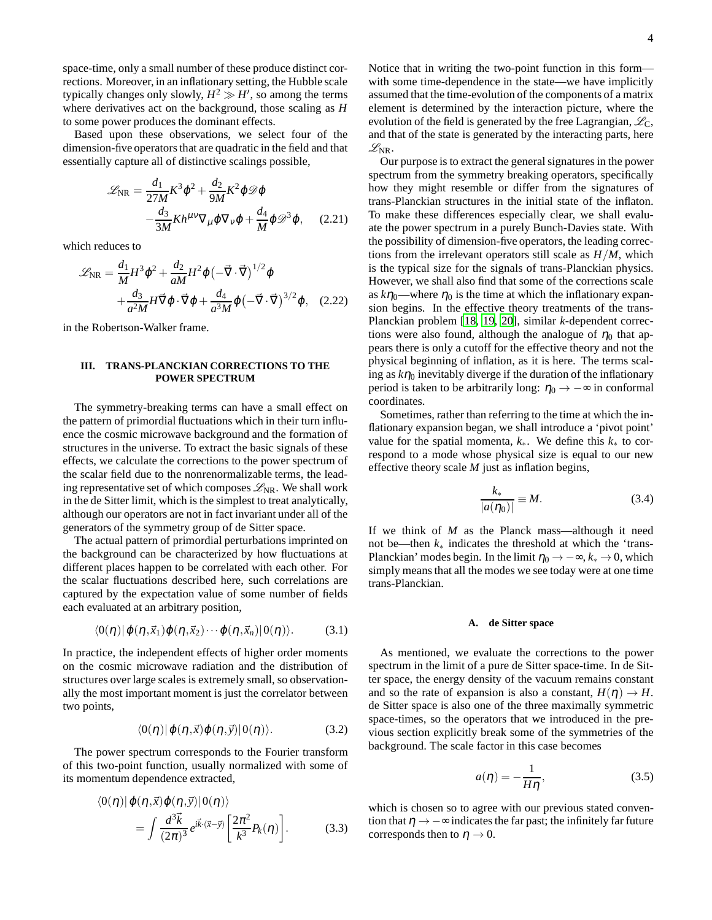space-time, only a small number of these produce distinct corrections. Moreover, in an inflationary setting, the Hubble scale typically changes only slowly, $H^2 \gg H'$, so among the terms where derivatives act on the background, those scaling as $H$ to some power produces the dominant effects.

Based upon these observations, we select four of the dimension-five operators that are quadratic in the field and that essentially capture all of distinctive scalings possible,

$$
\mathscr{L}_{\rm NR} = \frac{d_1}{27M} K^3 \varphi^2 + \frac{d_2}{9M} K^2 \varphi \mathscr{D} \varphi - \frac{d_3}{3M} K h^{\mu\nu} \nabla_\mu \varphi \nabla_\nu \varphi + \frac{d_4}{M} \varphi \mathscr{D}^3 \varphi, \qquad (2.21)
$$

which reduces to

$$
\mathscr{L}_{\rm NR} = \frac{d_1}{M} H^3 \varphi^2 + \frac{d_2}{aM} H^2 \varphi \big(-\vec\nabla\cdot\vec\nabla\big)^{1/2} \varphi + \frac{d_3}{a^2 M} H \vec\nabla\varphi\cdot\vec\nabla\varphi + \frac{d_4}{a^3 M} \varphi \big(-\vec\nabla\cdot\vec\nabla\big)^{3/2} \varphi, \qquad (2.22)
$$

in the Robertson-Walker frame.

## III. TRANS-PLANCKIAN CORRECTIONS TO THE POWER SPECTRUM

The symmetry-breaking terms can have a small effect on the pattern of primordial fluctuations which in their turn influence the cosmic microwave background and the formation of structures in the universe. To extract the basic signals of these effects, we calculate the corrections to the power spectrum of the scalar field due to the nonrenormalizable terms, the leading representative set of which composes $\mathscr{L}_{\rm NR}$. We shall work in the de Sitter limit, which is the simplest to treat analytically, although our operators are not in fact invariant under all of the generators of the symmetry group of de Sitter space.

The actual pattern of primordial perturbations imprinted on the background can be characterized by how fluctuations at different places happen to be correlated with each other. For the scalar fluctuations described here, such correlations are captured by the expectation value of some number of fields each evaluated at an arbitrary position,

$$
\langle 0(\eta)|\, \varphi(\eta,\vec x_1)\varphi(\eta,\vec x_2)\cdots\varphi(\eta,\vec x_n)\,|0(\eta)\rangle. \qquad (3.1)
$$

In practice, the independent effects of higher order moments on the cosmic microwave radiation and the distribution of structures over large scales is extremely small, so observationally the most important moment is just the correlator between two points,

$$
\langle 0(\eta)|\, \varphi(\eta,\vec x)\varphi(\eta,\vec y)\,|0(\eta)\rangle. \qquad (3.2)
$$

The power spectrum corresponds to the Fourier transform of this two-point function, usually normalized with some of its momentum dependence extracted,

$$
\langle 0(\eta)|\, \varphi(\eta,\vec x)\varphi(\eta,\vec y)\,|0(\eta)\rangle = \int \frac{d^3\vec k}{(2\pi)^3}\, e^{i\vec k\cdot(\vec x-\vec y)} \left[\frac{2\pi^2}{k^3} P_k(\eta)\right]. \qquad (3.3)
$$

Notice that in writing the two-point function in this form—with some time-dependence in the state—we have implicitly assumed that the time-evolution of the components of a matrix element is determined by the interaction picture, where the evolution of the field is generated by the free Lagrangian, $\mathscr{L}_{\rm C}$, and that of the state is generated by the interacting parts, here $\mathscr{L}_{\rm NR}$.

Our purpose is to extract the general signatures in the power spectrum from the symmetry breaking operators, specifically how they might resemble or differ from the signatures of trans-Planckian structures in the initial state of the inflaton. To make these differences especially clear, we shall evaluate the power spectrum in a purely Bunch-Davies state. With the possibility of dimension-five operators, the leading corrections from the irrelevant operators still scale as $H/M$, which is the typical size for the signals of trans-Planckian physics. However, we shall also find that some of the corrections scale as $k\eta_0$—where $\eta_0$ is the time at which the inflationary expansion begins. In the effective theory treatments of the trans-Planckian problem [18, 19, 20], similar $k$-dependent corrections were also found, although the analogue of $\eta_0$ that appears there is only a cutoff for the effective theory and not the physical beginning of inflation, as it is here. The terms scaling as $k\eta_0$ inevitably diverge if the duration of the inflationary period is taken to be arbitrarily long: $\eta_0 \to -\infty$ in conformal coordinates.

Sometimes, rather than referring to the time at which the inflationary expansion began, we shall introduce a 'pivot point' value for the spatial momenta, $k_*$. We define this $k_*$ to correspond to a mode whose physical size is equal to our new effective theory scale $M$ just as inflation begins,

$$
\frac{k_*}{|a(\eta_0)|} \equiv M. \qquad (3.4)
$$

If we think of $M$ as the Planck mass—although it need not be—then $k_*$ indicates the threshold at which the 'trans-Planckian' modes begin. In the limit $\eta_0 \to -\infty$, $k_* \to 0$, which simply means that all the modes we see today were at one time trans-Planckian.

### A. de Sitter space

As mentioned, we evaluate the corrections to the power spectrum in the limit of a pure de Sitter space-time. In de Sitter space, the energy density of the vacuum remains constant and so the rate of expansion is also a constant, $H(\eta) \to H$. de Sitter space is also one of the three maximally symmetric space-times, so the operators that we introduced in the previous section explicitly break some of the symmetries of the background. The scale factor in this case becomes

$$
a(\eta) = -\frac{1}{H\eta}, \qquad (3.5)
$$

which is chosen so to agree with our previous stated convention that $\eta \to -\infty$ indicates the far past; the infinitely far future corresponds then to $\eta \to 0$.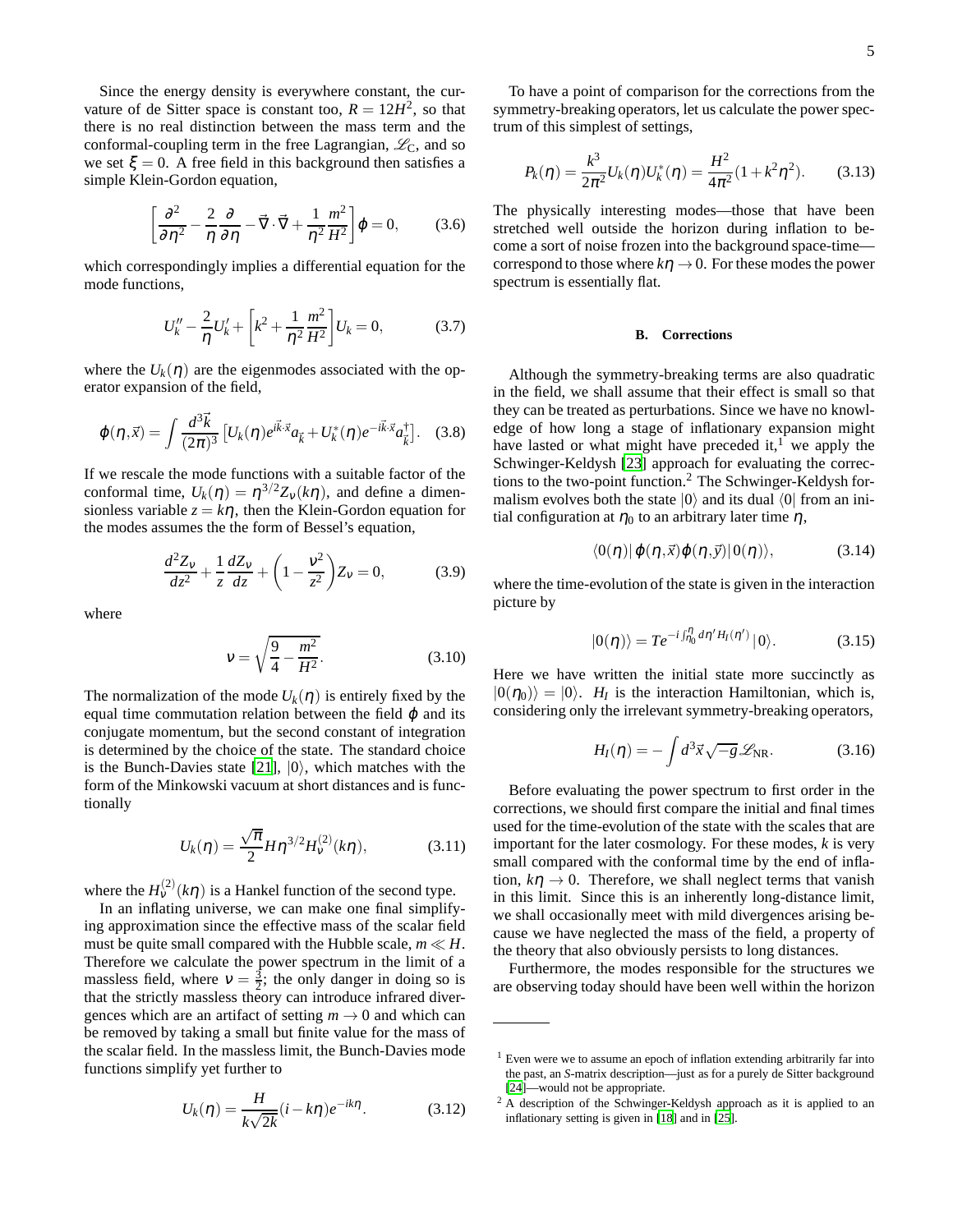Since the energy density is everywhere constant, the curvature of de Sitter space is constant too, $R = 12H^2$, so that there is no real distinction between the mass term and the conformal-coupling term in the free Lagrangian, $\mathscr{L}_\mathrm{C}$, and so we set $\xi = 0$. A free field in this background then satisfies a simple Klein-Gordon equation,

$$\left[\frac{\partial^2}{\partial\eta^2} - \frac{2}{\eta}\frac{\partial}{\partial\eta} - \vec{\nabla}\cdot\vec{\nabla} + \frac{1}{\eta^2}\frac{m^2}{H^2}\right]\varphi = 0, \tag{3.6}$$

which correspondingly implies a differential equation for the mode functions,

$$U_k'' - \frac{2}{\eta}U_k' + \left[k^2 + \frac{1}{\eta^2}\frac{m^2}{H^2}\right]U_k = 0, \tag{3.7}$$

where the $U_k(\eta)$ are the eigenmodes associated with the operator expansion of the field,

$$\varphi(\eta,\vec{x}) = \int\frac{d^3\vec{k}}{(2\pi)^3}\left[U_k(\eta)e^{i\vec{k}\cdot\vec{x}}a_{\vec{k}} + U_k^*(\eta)e^{-i\vec{k}\cdot\vec{x}}a_{\vec{k}}^\dagger\right]. \tag{3.8}$$

If we rescale the mode functions with a suitable factor of the conformal time, $U_k(\eta) = \eta^{3/2}Z_\nu(k\eta)$, and define a dimensionless variable $z = k\eta$, then the Klein-Gordon equation for the modes assumes the the form of Bessel's equation,

$$\frac{d^2Z_\nu}{dz^2} + \frac{1}{z}\frac{dZ_\nu}{dz} + \left(1 - \frac{\nu^2}{z^2}\right)Z_\nu = 0, \tag{3.9}$$

where

$$\nu = \sqrt{\frac{9}{4} - \frac{m^2}{H^2}}. \tag{3.10}$$

The normalization of the mode $U_k(\eta)$ is entirely fixed by the equal time commutation relation between the field $\varphi$ and its conjugate momentum, but the second constant of integration is determined by the choice of the state. The standard choice is the Bunch-Davies state [21], $|0\rangle$, which matches with the form of the Minkowski vacuum at short distances and is functionally

$$U_k(\eta) = \frac{\sqrt{\pi}}{2}H\eta^{3/2}H_\nu^{(2)}(k\eta), \tag{3.11}$$

where the $H_\nu^{(2)}(k\eta)$ is a Hankel function of the second type.

In an inflating universe, we can make one final simplifying approximation since the effective mass of the scalar field must be quite small compared with the Hubble scale, $m \ll H$. Therefore we calculate the power spectrum in the limit of a massless field, where $\nu = \frac{3}{2}$; the only danger in doing so is that the strictly massless theory can introduce infrared divergences which are an artifact of setting $m \to 0$ and which can be removed by taking a small but finite value for the mass of the scalar field. In the massless limit, the Bunch-Davies mode functions simplify yet further to

$$U_k(\eta) = \frac{H}{k\sqrt{2k}}(i - k\eta)e^{-ik\eta}. \tag{3.12}$$

To have a point of comparison for the corrections from the symmetry-breaking operators, let us calculate the power spectrum of this simplest of settings,

$$P_k(\eta) = \frac{k^3}{2\pi^2}U_k(\eta)U_k^*(\eta) = \frac{H^2}{4\pi^2}(1 + k^2\eta^2). \tag{3.13}$$

The physically interesting modes—those that have been stretched well outside the horizon during inflation to become a sort of noise frozen into the background space-time—correspond to those where $k\eta \to 0$. For these modes the power spectrum is essentially flat.

### B. Corrections

Although the symmetry-breaking terms are also quadratic in the field, we shall assume that their effect is small so that they can be treated as perturbations. Since we have no knowledge of how long a stage of inflationary expansion might have lasted or what might have preceded it,[1] we apply the Schwinger-Keldysh [23] approach for evaluating the corrections to the two-point function.[2] The Schwinger-Keldysh formalism evolves both the state $|0\rangle$ and its dual $\langle 0|$ from an initial configuration at $\eta_0$ to an arbitrary later time $\eta$,

$$\langle 0(\eta)|\,\varphi(\eta,\vec{x})\varphi(\eta,\vec{y})\,|0(\eta)\rangle, \tag{3.14}$$

where the time-evolution of the state is given in the interaction picture by

$$|0(\eta)\rangle = Te^{-i\int_{\eta_0}^{\eta}d\eta'\,H_I(\eta')}\,|0\rangle. \tag{3.15}$$

Here we have written the initial state more succinctly as $|0(\eta_0)\rangle = |0\rangle$. $H_I$ is the interaction Hamiltonian, which is, considering only the irrelevant symmetry-breaking operators,

$$H_I(\eta) = -\int d^3\vec{x}\,\sqrt{-g}\,\mathscr{L}_\mathrm{NR}. \tag{3.16}$$

Before evaluating the power spectrum to first order in the corrections, we should first compare the initial and final times used for the time-evolution of the state with the scales that are important for the later cosmology. For these modes, $k$ is very small compared with the conformal time by the end of inflation, $k\eta \to 0$. Therefore, we shall neglect terms that vanish in this limit. Since this is an inherently long-distance limit, we shall occasionally meet with mild divergences arising because we have neglected the mass of the field, a property of the theory that also obviously persists to long distances.

Furthermore, the modes responsible for the structures we are observing today should have been well within the horizon

---

[1] Even were we to assume an epoch of inflation extending arbitrarily far into the past, an *S*-matrix description—just as for a purely de Sitter background [24]—would not be appropriate.

[2] A description of the Schwinger-Keldysh approach as it is applied to an inflationary setting is given in [18] and in [25].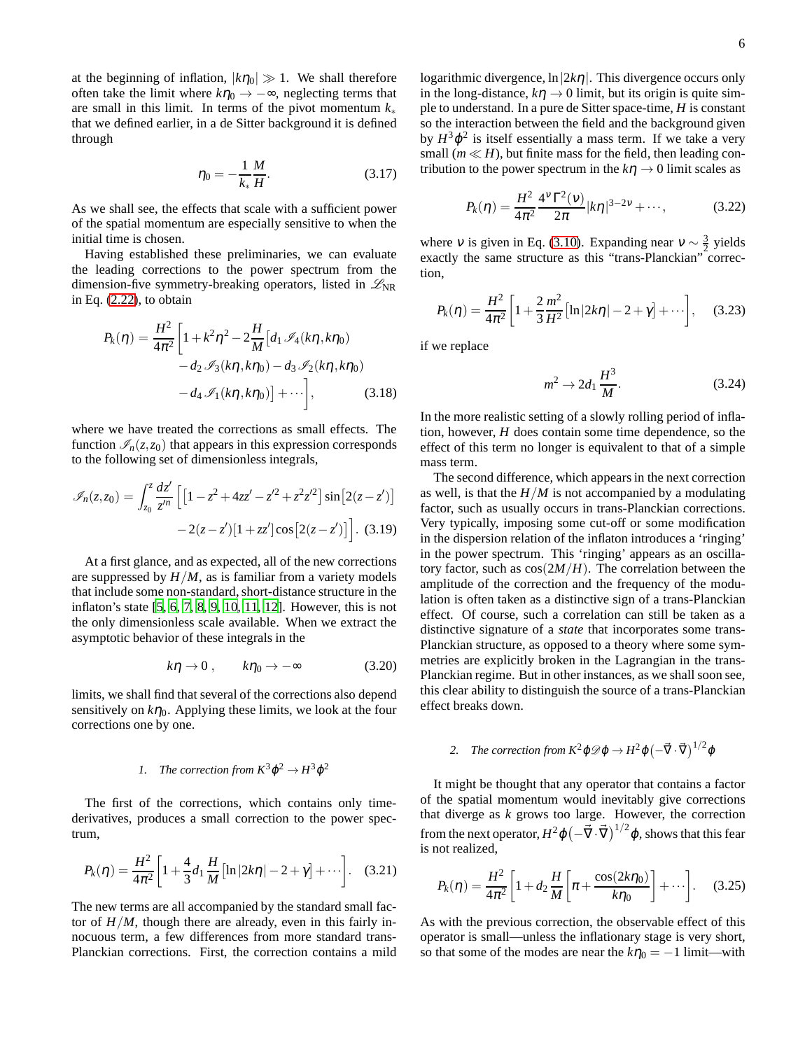at the beginning of inflation, $|k\eta_0| \gg 1$. We shall therefore often take the limit where $k\eta_0 \to -\infty$, neglecting terms that are small in this limit. In terms of the pivot momentum $k_*$ that we defined earlier, in a de Sitter background it is defined through

$$\eta_0 = -\frac{1}{k_*}\frac{M}{H}. \tag{3.17}$$

As we shall see, the effects that scale with a sufficient power of the spatial momentum are especially sensitive to when the initial time is chosen.

Having established these preliminaries, we can evaluate the leading corrections to the power spectrum from the dimension-five symmetry-breaking operators, listed in $\mathscr{L}_{\rm NR}$ in Eq. (2.22), to obtain

$$\begin{aligned} P_k(\eta) = \frac{H^2}{4\pi^2}\Big[1 + k^2\eta^2 - 2\frac{H}{M}\big[d_1\,\mathscr{I}_4(k\eta,k\eta_0) \\ - d_2\,\mathscr{I}_3(k\eta,k\eta_0) - d_3\,\mathscr{I}_2(k\eta,k\eta_0) \\ - d_4\,\mathscr{I}_1(k\eta,k\eta_0)\big] + \cdots\Big], \end{aligned} \tag{3.18}$$

where we have treated the corrections as small effects. The function $\mathscr{I}_n(z,z_0)$ that appears in this expression corresponds to the following set of dimensionless integrals,

$$\begin{aligned} \mathscr{I}_n(z,z_0) = \int_{z_0}^{z}\frac{dz'}{z'^n}\Big[\big[1 - z^2 + 4zz' - z'^2 + z^2z'^2\big]\sin\big[2(z-z')\big] \\ - 2(z-z')[1+zz']\cos\big[2(z-z')\big]\Big]. \end{aligned} \tag{3.19}$$

At a first glance, and as expected, all of the new corrections are suppressed by $H/M$, as is familiar from a variety models that include some non-standard, short-distance structure in the inflaton's state [5, 6, 7, 8, 9, 10, 11, 12]. However, this is not the only dimensionless scale available. When we extract the asymptotic behavior of these integrals in the

$$k\eta \to 0\ , \qquad k\eta_0 \to -\infty \tag{3.20}$$

limits, we shall find that several of the corrections also depend sensitively on $k\eta_0$. Applying these limits, we look at the four corrections one by one.

### 1. The correction from $K^3\varphi^2 \to H^3\varphi^2$

The first of the corrections, which contains only time-derivatives, produces a small correction to the power spectrum,

$$P_k(\eta) = \frac{H^2}{4\pi^2}\left[1 + \frac{4}{3}d_1\frac{H}{M}\left[\ln|2k\eta| - 2 + \gamma\right] + \cdots\right]. \tag{3.21}$$

The new terms are all accompanied by the standard small factor of $H/M$, though there are already, even in this fairly innocuous term, a few differences from more standard trans-Planckian corrections. First, the correction contains a mild logarithmic divergence, $\ln|2k\eta|$. This divergence occurs only in the long-distance, $k\eta \to 0$ limit, but its origin is quite simple to understand. In a pure de Sitter space-time, $H$ is constant so the interaction between the field and the background given by $H^3\varphi^2$ is itself essentially a mass term. If we take a very small ($m \ll H$), but finite mass for the field, then leading contribution to the power spectrum in the $k\eta \to 0$ limit scales as

$$P_k(\eta) = \frac{H^2}{4\pi^2}\frac{4^\nu\Gamma^2(\nu)}{2\pi}|k\eta|^{3-2\nu} + \cdots, \tag{3.22}$$

where $\nu$ is given in Eq. (3.10). Expanding near $\nu \sim \frac{3}{2}$ yields exactly the same structure as this "trans-Planckian" correction,

$$P_k(\eta) = \frac{H^2}{4\pi^2}\left[1 + \frac{2}{3}\frac{m^2}{H^2}\left[\ln|2k\eta| - 2 + \gamma\right] + \cdots\right], \tag{3.23}$$

if we replace

$$m^2 \to 2d_1\frac{H^3}{M}. \tag{3.24}$$

In the more realistic setting of a slowly rolling period of inflation, however, $H$ does contain some time dependence, so the effect of this term no longer is equivalent to that of a simple mass term.

The second difference, which appears in the next correction as well, is that the $H/M$ is not accompanied by a modulating factor, such as usually occurs in trans-Planckian corrections. Very typically, imposing some cut-off or some modification in the dispersion relation of the inflaton introduces a 'ringing' in the power spectrum. This 'ringing' appears as an oscillatory factor, such as $\cos(2M/H)$. The correlation between the amplitude of the correction and the frequency of the modulation is often taken as a distinctive sign of a trans-Planckian effect. Of course, such a correlation can still be taken as a distinctive signature of a *state* that incorporates some trans-Planckian structure, as opposed to a theory where some symmetries are explicitly broken in the Lagrangian in the trans-Planckian regime. But in other instances, as we shall soon see, this clear ability to distinguish the source of a trans-Planckian effect breaks down.

### 2. The correction from $K^2\varphi\mathscr{D}\varphi \to H^2\varphi\big(-\vec\nabla\cdot\vec\nabla\big)^{1/2}\varphi$

It might be thought that any operator that contains a factor of the spatial momentum would inevitably give corrections that diverge as $k$ grows too large. However, the correction from the next operator, $H^2\varphi\big(-\vec\nabla\cdot\vec\nabla\big)^{1/2}\varphi$, shows that this fear is not realized,

$$P_k(\eta) = \frac{H^2}{4\pi^2}\left[1 + d_2\frac{H}{M}\left[\pi + \frac{\cos(2k\eta_0)}{k\eta_0}\right] + \cdots\right]. \tag{3.25}$$

As with the previous correction, the observable effect of this operator is small—unless the inflationary stage is very short, so that some of the modes are near the $k\eta_0 = -1$ limit—with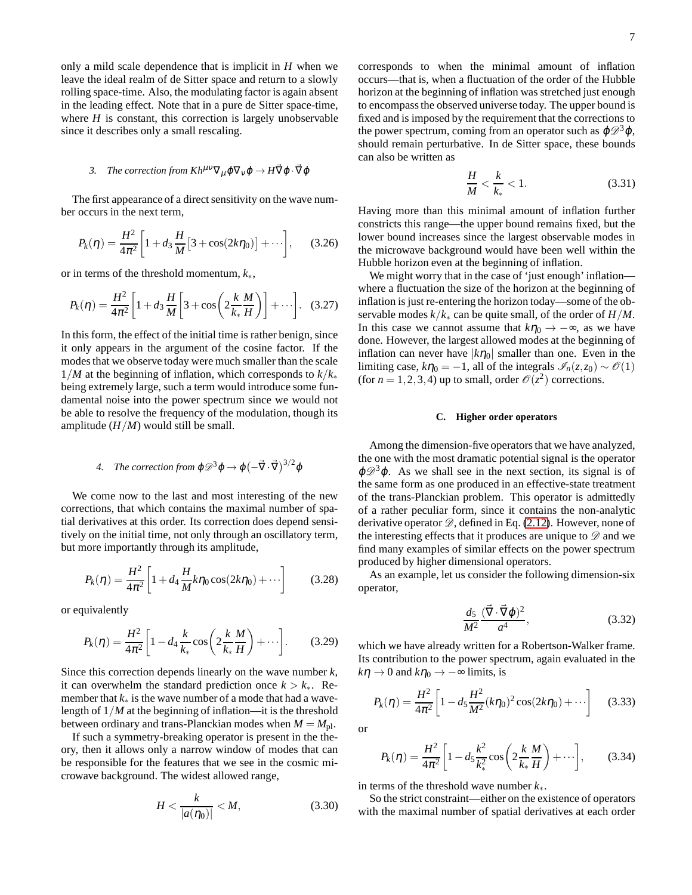only a mild scale dependence that is implicit in $H$ when we leave the ideal realm of de Sitter space and return to a slowly rolling space-time. Also, the modulating factor is again absent in the leading effect. Note that in a pure de Sitter space-time, where $H$ is constant, this correction is largely unobservable since it describes only a small rescaling.

#### 3. The correction from $Kh^{\mu\nu}\nabla_\mu\varphi\nabla_\nu\varphi \to H\vec{\nabla}\varphi\cdot\vec{\nabla}\varphi$

The first appearance of a direct sensitivity on the wave number occurs in the next term,

$$P_k(\eta) = \frac{H^2}{4\pi^2}\left[1 + d_3\frac{H}{M}\left[3+\cos(2k\eta_0)\right] + \cdots\right], \qquad (3.26)$$

or in terms of the threshold momentum, $k_*$,

$$P_k(\eta) = \frac{H^2}{4\pi^2}\left[1 + d_3\frac{H}{M}\left[3+\cos\left(2\frac{k}{k_*}\frac{M}{H}\right)\right] + \cdots\right]. \qquad (3.27)$$

In this form, the effect of the initial time is rather benign, since it only appears in the argument of the cosine factor. If the modes that we observe today were much smaller than the scale $1/M$ at the beginning of inflation, which corresponds to $k/k_*$ being extremely large, such a term would introduce some fundamental noise into the power spectrum since we would not be able to resolve the frequency of the modulation, though its amplitude ($H/M$) would still be small.

#### 4. The correction from $\varphi\mathscr{D}^3\varphi \to \varphi(-\vec{\nabla}\cdot\vec{\nabla})^{3/2}\varphi$

We come now to the last and most interesting of the new corrections, that which contains the maximal number of spatial derivatives at this order. Its correction does depend sensitively on the initial time, not only through an oscillatory term, but more importantly through its amplitude,

$$P_k(\eta) = \frac{H^2}{4\pi^2}\left[1 + d_4\frac{H}{M}k\eta_0\cos(2k\eta_0) + \cdots\right] \qquad (3.28)$$

or equivalently

$$P_k(\eta) = \frac{H^2}{4\pi^2}\left[1 - d_4\frac{k}{k_*}\cos\left(2\frac{k}{k_*}\frac{M}{H}\right) + \cdots\right]. \qquad (3.29)$$

Since this correction depends linearly on the wave number $k$, it can overwhelm the standard prediction once $k > k_*$. Remember that $k_*$ is the wave number of a mode that had a wavelength of $1/M$ at the beginning of inflation—it is the threshold between ordinary and trans-Planckian modes when $M = M_{\rm pl}$.

If such a symmetry-breaking operator is present in the theory, then it allows only a narrow window of modes that can be responsible for the features that we see in the cosmic microwave background. The widest allowed range,

$$H < \frac{k}{|a(\eta_0)|} < M, \qquad (3.30)$$

corresponds to when the minimal amount of inflation occurs—that is, when a fluctuation of the order of the Hubble horizon at the beginning of inflation was stretched just enough to encompass the observed universe today. The upper bound is fixed and is imposed by the requirement that the corrections to the power spectrum, coming from an operator such as $\varphi\mathscr{D}^3\varphi$, should remain perturbative. In de Sitter space, these bounds can also be written as

$$\frac{H}{M} < \frac{k}{k_*} < 1. \qquad (3.31)$$

Having more than this minimal amount of inflation further constricts this range—the upper bound remains fixed, but the lower bound increases since the largest observable modes in the microwave background would have been well within the Hubble horizon even at the beginning of inflation.

We might worry that in the case of 'just enough' inflation—where a fluctuation the size of the horizon at the beginning of inflation is just re-entering the horizon today—some of the observable modes $k/k_*$ can be quite small, of the order of $H/M$. In this case we cannot assume that $k\eta_0 \to -\infty$, as we have done. However, the largest allowed modes at the beginning of inflation can never have $|k\eta_0|$ smaller than one. Even in the limiting case, $k\eta_0 = -1$, all of the integrals $\mathscr{I}_n(z,z_0) \sim \mathscr{O}(1)$ (for $n = 1,2,3,4$) up to small, order $\mathscr{O}(z^2)$ corrections.

### C. Higher order operators

Among the dimension-five operators that we have analyzed, the one with the most dramatic potential signal is the operator $\varphi\mathscr{D}^3\varphi$. As we shall see in the next section, its signal is of the same form as one produced in an effective-state treatment of the trans-Planckian problem. This operator is admittedly of a rather peculiar form, since it contains the non-analytic derivative operator $\mathscr{D}$, defined in Eq. (2.12). However, none of the interesting effects that it produces are unique to $\mathscr{D}$ and we find many examples of similar effects on the power spectrum produced by higher dimensional operators.

As an example, let us consider the following dimension-six operator,

$$\frac{d_5}{M^2}\frac{(\vec{\nabla}\cdot\vec{\nabla}\varphi)^2}{a^4}, \qquad (3.32)$$

which we have already written for a Robertson-Walker frame. Its contribution to the power spectrum, again evaluated in the $k\eta \to 0$ and $k\eta_0 \to -\infty$ limits, is

$$P_k(\eta) = \frac{H^2}{4\pi^2}\left[1 - d_5\frac{H^2}{M^2}(k\eta_0)^2\cos(2k\eta_0) + \cdots\right] \qquad (3.33)$$

or

$$P_k(\eta) = \frac{H^2}{4\pi^2}\left[1 - d_5\frac{k^2}{k_*^2}\cos\left(2\frac{k}{k_*}\frac{M}{H}\right) + \cdots\right], \qquad (3.34)$$

in terms of the threshold wave number $k_*$.

So the strict constraint—either on the existence of operators with the maximal number of spatial derivatives at each order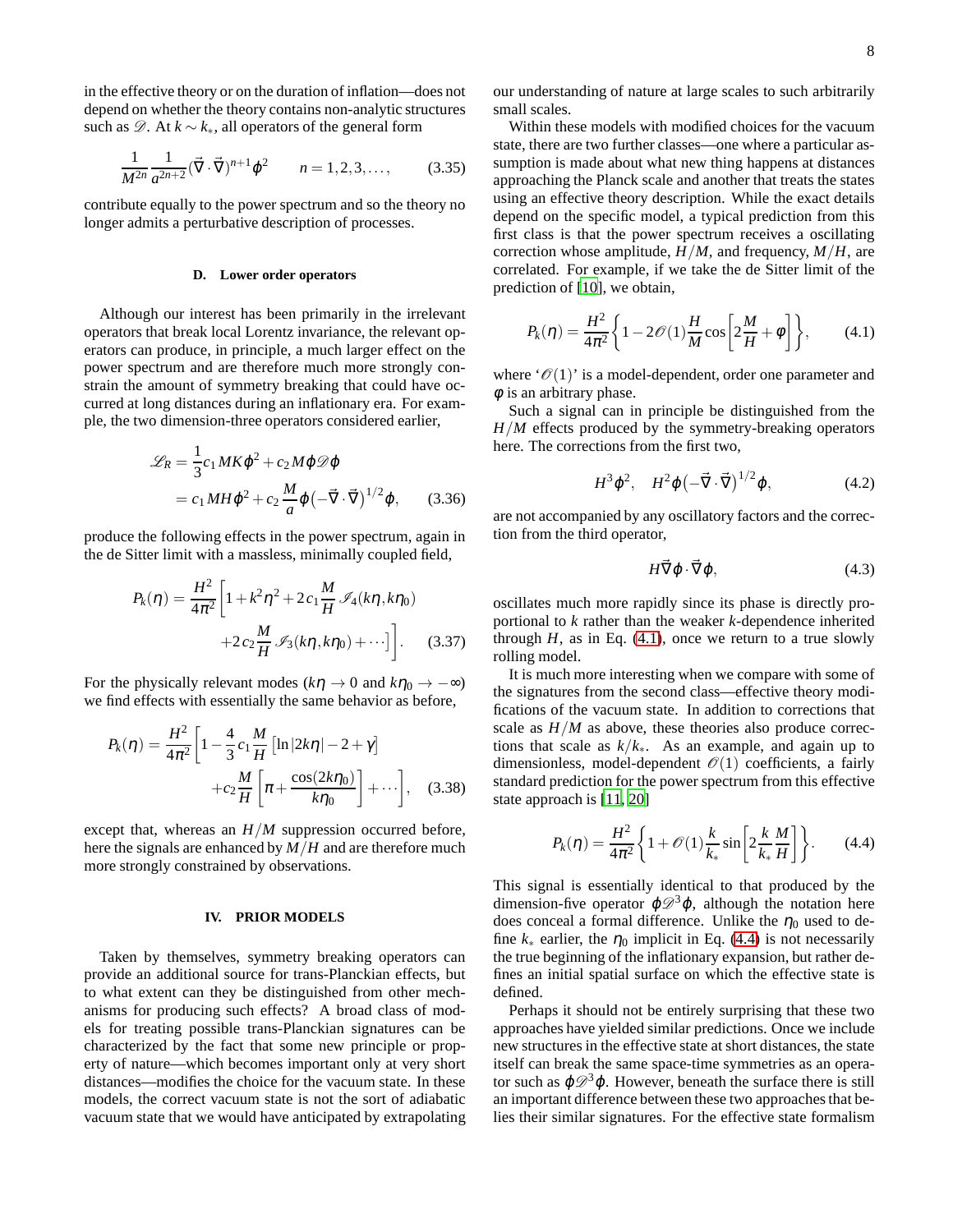in the effective theory or on the duration of inflation—does not depend on whether the theory contains non-analytic structures such as $\mathscr{D}$. At $k \sim k_*$, all operators of the general form

$$\frac{1}{M^{2n}} \frac{1}{a^{2n+2}} (\vec{\nabla} \cdot \vec{\nabla})^{n+1} \varphi^2 \qquad n = 1, 2, 3, \ldots, \tag{3.35}$$

contribute equally to the power spectrum and so the theory no longer admits a perturbative description of processes.

### D. Lower order operators

Although our interest has been primarily in the irrelevant operators that break local Lorentz invariance, the relevant operators can produce, in principle, a much larger effect on the power spectrum and are therefore much more strongly constrain the amount of symmetry breaking that could have occurred at long distances during an inflationary era. For example, the two dimension-three operators considered earlier,

$$\begin{aligned} \mathscr{L}_R &= \frac{1}{3} c_1 M K \varphi^2 + c_2 M \varphi \mathscr{D} \varphi \\ &= c_1 M H \varphi^2 + c_2 \frac{M}{a} \varphi \big(-\vec{\nabla} \cdot \vec{\nabla}\big)^{1/2} \varphi, \end{aligned} \tag{3.36}$$

produce the following effects in the power spectrum, again in the de Sitter limit with a massless, minimally coupled field,

$$\begin{aligned} P_k(\eta) = \frac{H^2}{4\pi^2} \bigg[ 1 + k^2\eta^2 + 2 c_1 \frac{M}{H} \mathscr{I}_4(k\eta, k\eta_0) \\ + 2 c_2 \frac{M}{H} \mathscr{I}_3(k\eta, k\eta_0) + \cdots \bigg]. \end{aligned} \tag{3.37}$$

For the physically relevant modes ($k\eta \to 0$ and $k\eta_0 \to -\infty$) we find effects with essentially the same behavior as before,

$$\begin{aligned} P_k(\eta) = \frac{H^2}{4\pi^2} \bigg[ 1 - \frac{4}{3} c_1 \frac{M}{H} \left[ \ln|2k\eta| - 2 + \gamma \right] \\ + c_2 \frac{M}{H} \left[ \pi + \frac{\cos(2k\eta_0)}{k\eta_0} \right] + \cdots \bigg], \end{aligned} \tag{3.38}$$

except that, whereas an $H/M$ suppression occurred before, here the signals are enhanced by $M/H$ and are therefore much more strongly constrained by observations.

## IV. PRIOR MODELS

Taken by themselves, symmetry breaking operators can provide an additional source for trans-Planckian effects, but to what extent can they be distinguished from other mechanisms for producing such effects? A broad class of models for treating possible trans-Planckian signatures can be characterized by the fact that some new principle or property of nature—which becomes important only at very short distances—modifies the choice for the vacuum state. In these models, the correct vacuum state is not the sort of adiabatic vacuum state that we would have anticipated by extrapolating our understanding of nature at large scales to such arbitrarily small scales.

Within these models with modified choices for the vacuum state, there are two further classes—one where a particular assumption is made about what new thing happens at distances approaching the Planck scale and another that treats the states using an effective theory description. While the exact details depend on the specific model, a typical prediction from this first class is that the power spectrum receives a oscillating correction whose amplitude, $H/M$, and frequency, $M/H$, are correlated. For example, if we take the de Sitter limit of the prediction of [10], we obtain,

$$P_k(\eta) = \frac{H^2}{4\pi^2} \left\{ 1 - 2\mathscr{O}(1) \frac{H}{M} \cos\left[ 2\frac{M}{H} + \varphi \right] \right\}, \tag{4.1}$$

where '$\mathscr{O}(1)$' is a model-dependent, order one parameter and $\varphi$ is an arbitrary phase.

Such a signal can in principle be distinguished from the $H/M$ effects produced by the symmetry-breaking operators here. The corrections from the first two,

$$H^3 \varphi^2, \quad H^2 \varphi \big(-\vec{\nabla} \cdot \vec{\nabla}\big)^{1/2} \varphi, \tag{4.2}$$

are not accompanied by any oscillatory factors and the correction from the third operator,

$$H \vec{\nabla} \varphi \cdot \vec{\nabla} \varphi, \tag{4.3}$$

oscillates much more rapidly since its phase is directly proportional to $k$ rather than the weaker $k$-dependence inherited through $H$, as in Eq. (4.1), once we return to a true slowly rolling model.

It is much more interesting when we compare with some of the signatures from the second class—effective theory modifications of the vacuum state. In addition to corrections that scale as $H/M$ as above, these theories also produce corrections that scale as $k/k_*$. As an example, and again up to dimensionless, model-dependent $\mathscr{O}(1)$ coefficients, a fairly standard prediction for the power spectrum from this effective state approach is [11, 20]

$$P_k(\eta) = \frac{H^2}{4\pi^2} \left\{ 1 + \mathscr{O}(1) \frac{k}{k_*} \sin\left[ 2\frac{k}{k_*} \frac{M}{H} \right] \right\}. \tag{4.4}$$

This signal is essentially identical to that produced by the dimension-five operator $\varphi \mathscr{D}^3 \varphi$, although the notation here does conceal a formal difference. Unlike the $\eta_0$ used to define $k_*$ earlier, the $\eta_0$ implicit in Eq. (4.4) is not necessarily the true beginning of the inflationary expansion, but rather defines an initial spatial surface on which the effective state is defined.

Perhaps it should not be entirely surprising that these two approaches have yielded similar predictions. Once we include new structures in the effective state at short distances, the state itself can break the same space-time symmetries as an operator such as $\varphi \mathscr{D}^3 \varphi$. However, beneath the surface there is still an important difference between these two approaches that belies their similar signatures. For the effective state formalism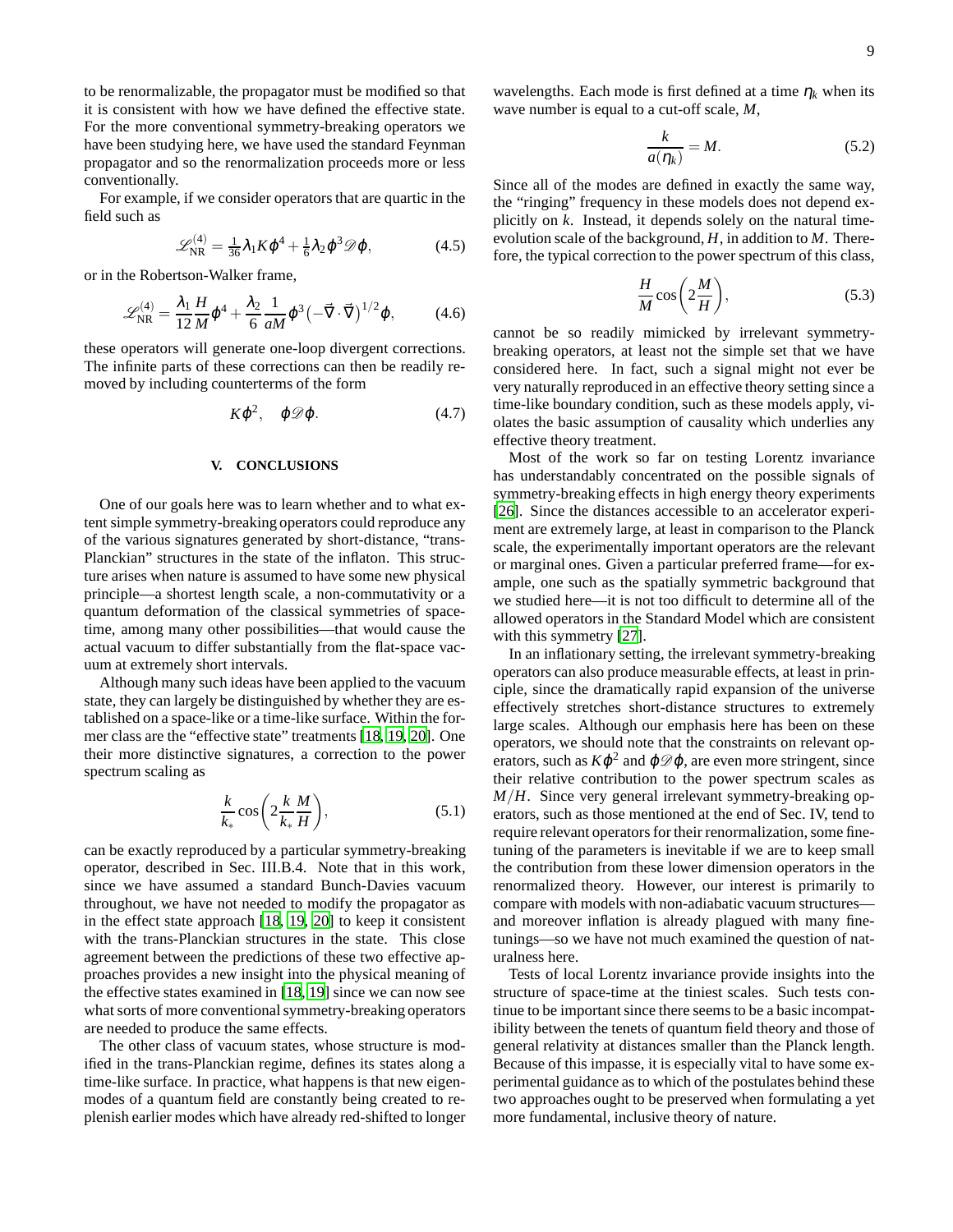to be renormalizable, the propagator must be modified so that it is consistent with how we have defined the effective state. For the more conventional symmetry-breaking operators we have been studying here, we have used the standard Feynman propagator and so the renormalization proceeds more or less conventionally.

For example, if we consider operators that are quartic in the field such as

$$\mathscr{L}^{(4)}_{\rm NR} = \tfrac{1}{36}\lambda_1 K\varphi^4 + \tfrac{1}{6}\lambda_2\varphi^3\mathscr{D}\varphi, \tag{4.5}$$

or in the Robertson-Walker frame,

$$\mathscr{L}^{(4)}_{\rm NR} = \frac{\lambda_1}{12}\frac{H}{M}\varphi^4 + \frac{\lambda_2}{6}\frac{1}{aM}\varphi^3\big(-\vec\nabla\cdot\vec\nabla\big)^{1/2}\varphi, \tag{4.6}$$

these operators will generate one-loop divergent corrections. The infinite parts of these corrections can then be readily removed by including counterterms of the form

$$K\varphi^2, \quad \varphi\mathscr{D}\varphi. \tag{4.7}$$

## V. CONCLUSIONS

One of our goals here was to learn whether and to what extent simple symmetry-breaking operators could reproduce any of the various signatures generated by short-distance, "trans-Planckian" structures in the state of the inflaton. This structure arises when nature is assumed to have some new physical principle—a shortest length scale, a non-commutativity or a quantum deformation of the classical symmetries of space-time, among many other possibilities—that would cause the actual vacuum to differ substantially from the flat-space vacuum at extremely short intervals.

Although many such ideas have been applied to the vacuum state, they can largely be distinguished by whether they are established on a space-like or a time-like surface. Within the former class are the "effective state" treatments [18, 19, 20]. One their more distinctive signatures, a correction to the power spectrum scaling as

$$\frac{k}{k_*}\cos\left(2\frac{k}{k_*}\frac{M}{H}\right), \tag{5.1}$$

can be exactly reproduced by a particular symmetry-breaking operator, described in Sec. III.B.4. Note that in this work, since we have assumed a standard Bunch-Davies vacuum throughout, we have not needed to modify the propagator as in the effect state approach [18, 19, 20] to keep it consistent with the trans-Planckian structures in the state. This close agreement between the predictions of these two effective approaches provides a new insight into the physical meaning of the effective states examined in [18, 19] since we can now see what sorts of more conventional symmetry-breaking operators are needed to produce the same effects.

The other class of vacuum states, whose structure is modified in the trans-Planckian regime, defines its states along a time-like surface. In practice, what happens is that new eigenmodes of a quantum field are constantly being created to replenish earlier modes which have already red-shifted to longer wavelengths. Each mode is first defined at a time $\eta_k$ when its wave number is equal to a cut-off scale, $M$,

$$\frac{k}{a(\eta_k)} = M. \tag{5.2}$$

Since all of the modes are defined in exactly the same way, the "ringing" frequency in these models does not depend explicitly on $k$. Instead, it depends solely on the natural time-evolution scale of the background, $H$, in addition to $M$. Therefore, the typical correction to the power spectrum of this class,

$$\frac{H}{M}\cos\left(2\frac{M}{H}\right), \tag{5.3}$$

cannot be so readily mimicked by irrelevant symmetry-breaking operators, at least not the simple set that we have considered here. In fact, such a signal might not ever be very naturally reproduced in an effective theory setting since a time-like boundary condition, such as these models apply, violates the basic assumption of causality which underlies any effective theory treatment.

Most of the work so far on testing Lorentz invariance has understandably concentrated on the possible signals of symmetry-breaking effects in high energy theory experiments [26]. Since the distances accessible to an accelerator experiment are extremely large, at least in comparison to the Planck scale, the experimentally important operators are the relevant or marginal ones. Given a particular preferred frame—for example, one such as the spatially symmetric background that we studied here—it is not too difficult to determine all of the allowed operators in the Standard Model which are consistent with this symmetry [27].

In an inflationary setting, the irrelevant symmetry-breaking operators can also produce measurable effects, at least in principle, since the dramatically rapid expansion of the universe effectively stretches short-distance structures to extremely large scales. Although our emphasis here has been on these operators, we should note that the constraints on relevant operators, such as $K\varphi^2$ and $\varphi\mathscr{D}\varphi$, are even more stringent, since their relative contribution to the power spectrum scales as $M/H$. Since very general irrelevant symmetry-breaking operators, such as those mentioned at the end of Sec. IV, tend to require relevant operators for their renormalization, some fine-tuning of the parameters is inevitable if we are to keep small the contribution from these lower dimension operators in the renormalized theory. However, our interest is primarily to compare with models with non-adiabatic vacuum structures—and moreover inflation is already plagued with many fine-tunings—so we have not much examined the question of naturalness here.

Tests of local Lorentz invariance provide insights into the structure of space-time at the tiniest scales. Such tests continue to be important since there seems to be a basic incompatibility between the tenets of quantum field theory and those of general relativity at distances smaller than the Planck length. Because of this impasse, it is especially vital to have some experimental guidance as to which of the postulates behind these two approaches ought to be preserved when formulating a yet more fundamental, inclusive theory of nature.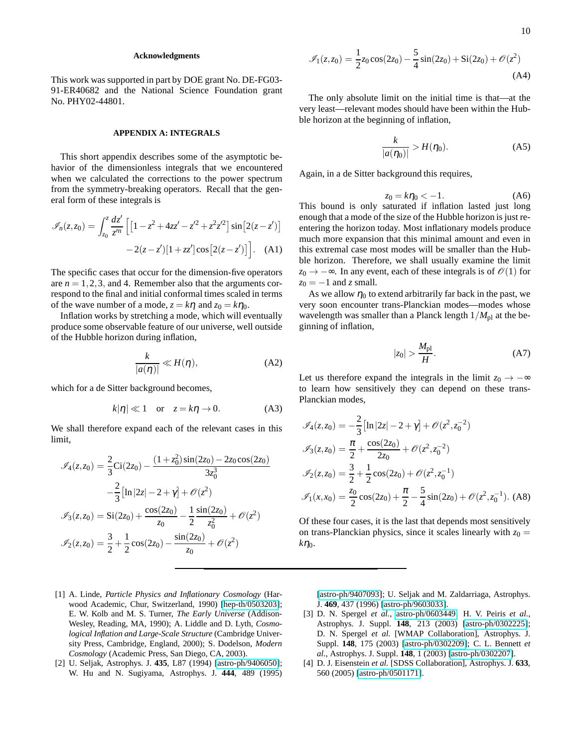### Acknowledgments

This work was supported in part by DOE grant No. DE-FG03-91-ER40682 and the National Science Foundation grant No. PHY02-44801.

### APPENDIX A: INTEGRALS

This short appendix describes some of the asymptotic behavior of the dimensionless integrals that we encountered when we calculated the corrections to the power spectrum from the symmetry-breaking operators. Recall that the general form of these integrals is

$$\mathscr{I}_n(z,z_0) = \int_{z_0}^{z} \frac{dz'}{z'^n} \Big[ \big[1 - z^2 + 4zz' - z'^2 + z^2 z'^2\big] \sin\big[2(z-z')\big] - 2(z-z')[1+zz'] \cos\big[2(z-z')\big] \Big]. \quad \text{(A1)}$$

The specific cases that occur for the dimension-five operators are $n = 1,2,3$, and 4. Remember also that the arguments correspond to the final and initial conformal times scaled in terms of the wave number of a mode, $z = k\eta$ and $z_0 = k\eta_0$.

Inflation works by stretching a mode, which will eventually produce some observable feature of our universe, well outside of the Hubble horizon during inflation,

$$\frac{k}{|a(\eta)|} \ll H(\eta), \quad \text{(A2)}$$

which for a de Sitter background becomes,

$$k|\eta| \ll 1 \quad \text{or} \quad z = k\eta \to 0. \quad \text{(A3)}$$

We shall therefore expand each of the relevant cases in this limit,

$$\begin{aligned}
\mathscr{I}_4(z,z_0) &= \frac{2}{3}\mathrm{Ci}(2z_0) - \frac{(1+z_0^2)\sin(2z_0) - 2z_0\cos(2z_0)}{3z_0^3} \\
&\quad - \frac{2}{3}\big[\ln|2z| - 2 + \gamma\big] + \mathscr{O}(z^2) \\
\mathscr{I}_3(z,z_0) &= \mathrm{Si}(2z_0) + \frac{\cos(2z_0)}{z_0} - \frac{1}{2}\frac{\sin(2z_0)}{z_0^2} + \mathscr{O}(z^2) \\
\mathscr{I}_2(z,z_0) &= \frac{3}{2} + \frac{1}{2}\cos(2z_0) - \frac{\sin(2z_0)}{z_0} + \mathscr{O}(z^2) \\
\mathscr{I}_1(z,z_0) &= \frac{1}{2}z_0\cos(2z_0) - \frac{5}{4}\sin(2z_0) + \mathrm{Si}(2z_0) + \mathscr{O}(z^2)
\end{aligned} \quad \text{(A4)}$$

The only absolute limit on the initial time is that—at the very least—relevant modes should have been within the Hubble horizon at the beginning of inflation,

$$\frac{k}{|a(\eta_0)|} > H(\eta_0). \quad \text{(A5)}$$

Again, in a de Sitter background this requires,

$$z_0 = k\eta_0 < -1. \quad \text{(A6)}$$

This bound is only saturated if inflation lasted just long enough that a mode of the size of the Hubble horizon is just re-entering the horizon today. Most inflationary models produce much more expansion that this minimal amount and even in this extremal case most modes will be smaller than the Hubble horizon. Therefore, we shall usually examine the limit $z_0 \to -\infty$. In any event, each of these integrals is of $\mathscr{O}(1)$ for $z_0 = -1$ and $z$ small.

As we allow $\eta_0$ to extend arbitrarily far back in the past, we very soon encounter trans-Planckian modes—modes whose wavelength was smaller than a Planck length $1/M_{\rm pl}$ at the beginning of inflation,

$$|z_0| > \frac{M_{\rm pl}}{H}. \quad \text{(A7)}$$

Let us therefore expand the integrals in the limit $z_0 \to -\infty$ to learn how sensitively they can depend on these trans-Planckian modes,

$$\begin{aligned}
\mathscr{I}_4(z,z_0) &= -\frac{2}{3}\big[\ln|2z| - 2 + \gamma\big] + \mathscr{O}(z^2, z_0^{-2}) \\
\mathscr{I}_3(z,z_0) &= \frac{\pi}{2} + \frac{\cos(2z_0)}{2z_0} + \mathscr{O}(z^2, z_0^{-2}) \\
\mathscr{I}_2(z,z_0) &= \frac{3}{2} + \frac{1}{2}\cos(2z_0) + \mathscr{O}(z^2, z_0^{-1}) \\
\mathscr{I}_1(x,x_0) &= \frac{z_0}{2}\cos(2z_0) + \frac{\pi}{2} - \frac{5}{4}\sin(2z_0) + \mathscr{O}(z^2, z_0^{-1}).
\end{aligned} \quad \text{(A8)}$$

Of these four cases, it is the last that depends most sensitively on trans-Planckian physics, since it scales linearly with $z_0 = k\eta_0$.

---

[1] A. Linde, *Particle Physics and Inflationary Cosmology* (Harwood Academic, Chur, Switzerland, 1990) [hep-th/0503203]; E. W. Kolb and M. S. Turner, *The Early Universe* (Addison-Wesley, Reading, MA, 1990); A. Liddle and D. Lyth, *Cosmological Inflation and Large-Scale Structure* (Cambridge University Press, Cambridge, England, 2000); S. Dodelson, *Modern Cosmology* (Academic Press, San Diego, CA, 2003).

[2] U. Seljak, Astrophys. J. **435**, L87 (1994) [astro-ph/9406050]; W. Hu and N. Sugiyama, Astrophys. J. **444**, 489 (1995) [astro-ph/9407093]; U. Seljak and M. Zaldarriaga, Astrophys. J. **469**, 437 (1996) [astro-ph/9603033].

[3] D. N. Spergel *et al.*, astro-ph/0603449; H. V. Peiris *et al.*, Astrophys. J. Suppl. **148**, 213 (2003) [astro-ph/0302225]; D. N. Spergel *et al.* [WMAP Collaboration], Astrophys. J. Suppl. **148**, 175 (2003) [astro-ph/0302209]; C. L. Bennett *et al.*, Astrophys. J. Suppl. **148**, 1 (2003) [astro-ph/0302207].

[4] D. J. Eisenstein *et al.* [SDSS Collaboration], Astrophys. J. **633**, 560 (2005) [astro-ph/0501171].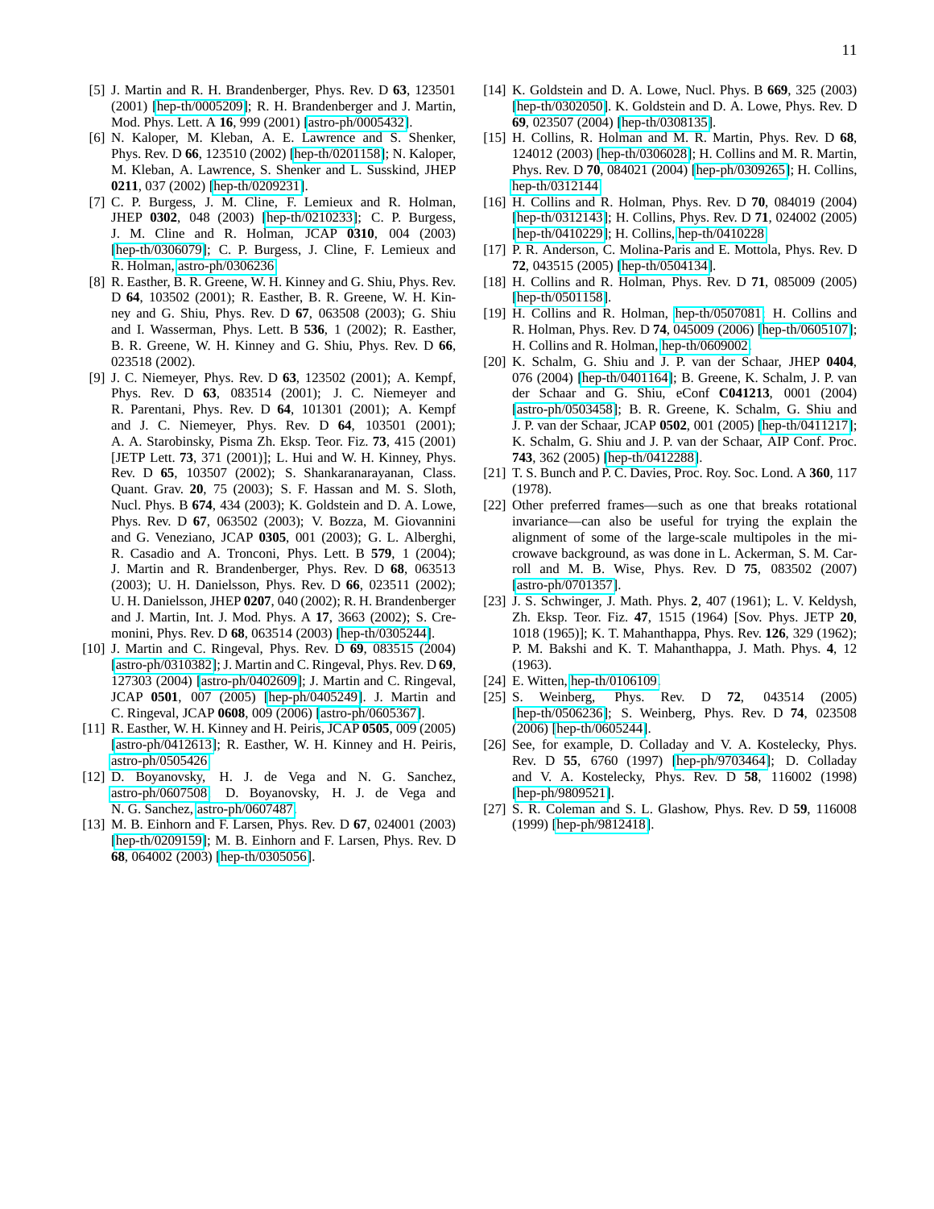[5] J. Martin and R. H. Brandenberger, Phys. Rev. D **63**, 123501 (2001) [hep-th/0005209]; R. H. Brandenberger and J. Martin, Mod. Phys. Lett. A **16**, 999 (2001) [astro-ph/0005432].

[6] N. Kaloper, M. Kleban, A. E. Lawrence and S. Shenker, Phys. Rev. D **66**, 123510 (2002) [hep-th/0201158]; N. Kaloper, M. Kleban, A. Lawrence, S. Shenker and L. Susskind, JHEP **0211**, 037 (2002) [hep-th/0209231].

[7] C. P. Burgess, J. M. Cline, F. Lemieux and R. Holman, JHEP **0302**, 048 (2003) [hep-th/0210233]; C. P. Burgess, J. M. Cline and R. Holman, JCAP **0310**, 004 (2003) [hep-th/0306079]; C. P. Burgess, J. Cline, F. Lemieux and R. Holman, astro-ph/0306236.

[8] R. Easther, B. R. Greene, W. H. Kinney and G. Shiu, Phys. Rev. D **64**, 103502 (2001); R. Easther, B. R. Greene, W. H. Kinney and G. Shiu, Phys. Rev. D **67**, 063508 (2003); G. Shiu and I. Wasserman, Phys. Lett. B **536**, 1 (2002); R. Easther, B. R. Greene, W. H. Kinney and G. Shiu, Phys. Rev. D **66**, 023518 (2002).

[9] J. C. Niemeyer, Phys. Rev. D **63**, 123502 (2001); A. Kempf, Phys. Rev. D **63**, 083514 (2001); J. C. Niemeyer and R. Parentani, Phys. Rev. D **64**, 101301 (2001); A. Kempf and J. C. Niemeyer, Phys. Rev. D **64**, 103501 (2001); A. A. Starobinsky, Pisma Zh. Eksp. Teor. Fiz. **73**, 415 (2001) [JETP Lett. **73**, 371 (2001)]; L. Hui and W. H. Kinney, Phys. Rev. D **65**, 103507 (2002); S. Shankaranarayanan, Class. Quant. Grav. **20**, 75 (2003); S. F. Hassan and M. S. Sloth, Nucl. Phys. B **674**, 434 (2003); K. Goldstein and D. A. Lowe, Phys. Rev. D **67**, 063502 (2003); V. Bozza, M. Giovannini and G. Veneziano, JCAP **0305**, 001 (2003); G. L. Alberghi, R. Casadio and A. Tronconi, Phys. Lett. B **579**, 1 (2004); J. Martin and R. Brandenberger, Phys. Rev. D **68**, 063513 (2003); U. H. Danielsson, Phys. Rev. D **66**, 023511 (2002); U. H. Danielsson, JHEP **0207**, 040 (2002); R. H. Brandenberger and J. Martin, Int. J. Mod. Phys. A **17**, 3663 (2002); S. Cremonini, Phys. Rev. D **68**, 063514 (2003) [hep-th/0305244].

[10] J. Martin and C. Ringeval, Phys. Rev. D **69**, 083515 (2004) [astro-ph/0310382]; J. Martin and C. Ringeval, Phys. Rev. D **69**, 127303 (2004) [astro-ph/0402609]; J. Martin and C. Ringeval, JCAP **0501**, 007 (2005) [hep-ph/0405249]. J. Martin and C. Ringeval, JCAP **0608**, 009 (2006) [astro-ph/0605367].

[11] R. Easther, W. H. Kinney and H. Peiris, JCAP **0505**, 009 (2005) [astro-ph/0412613]; R. Easther, W. H. Kinney and H. Peiris, astro-ph/0505426.

[12] D. Boyanovsky, H. J. de Vega and N. G. Sanchez, astro-ph/0607508; D. Boyanovsky, H. J. de Vega and N. G. Sanchez, astro-ph/0607487.

[13] M. B. Einhorn and F. Larsen, Phys. Rev. D **67**, 024001 (2003) [hep-th/0209159]; M. B. Einhorn and F. Larsen, Phys. Rev. D **68**, 064002 (2003) [hep-th/0305056].

[14] K. Goldstein and D. A. Lowe, Nucl. Phys. B **669**, 325 (2003) [hep-th/0302050]. K. Goldstein and D. A. Lowe, Phys. Rev. D **69**, 023507 (2004) [hep-th/0308135].

[15] H. Collins, R. Holman and M. R. Martin, Phys. Rev. D **68**, 124012 (2003) [hep-th/0306028]; H. Collins and M. R. Martin, Phys. Rev. D **70**, 084021 (2004) [hep-ph/0309265]; H. Collins, hep-th/0312144.

[16] H. Collins and R. Holman, Phys. Rev. D **70**, 084019 (2004) [hep-th/0312143]; H. Collins, Phys. Rev. D **71**, 024002 (2005) [hep-th/0410229]; H. Collins, hep-th/0410228.

[17] P. R. Anderson, C. Molina-Paris and E. Mottola, Phys. Rev. D **72**, 043515 (2005) [hep-th/0504134].

[18] H. Collins and R. Holman, Phys. Rev. D **71**, 085009 (2005) [hep-th/0501158].

[19] H. Collins and R. Holman, hep-th/0507081; H. Collins and R. Holman, Phys. Rev. D **74**, 045009 (2006) [hep-th/0605107]; H. Collins and R. Holman, hep-th/0609002.

[20] K. Schalm, G. Shiu and J. P. van der Schaar, JHEP **0404**, 076 (2004) [hep-th/0401164]; B. Greene, K. Schalm, J. P. van der Schaar and G. Shiu, eConf **C041213**, 0001 (2004) [astro-ph/0503458]; B. R. Greene, K. Schalm, G. Shiu and J. P. van der Schaar, JCAP **0502**, 001 (2005) [hep-th/0411217]; K. Schalm, G. Shiu and J. P. van der Schaar, AIP Conf. Proc. **743**, 362 (2005) [hep-th/0412288].

[21] T. S. Bunch and P. C. Davies, Proc. Roy. Soc. Lond. A **360**, 117 (1978).

[22] Other preferred frames—such as one that breaks rotational invariance—can also be useful for trying the explain the alignment of some of the large-scale multipoles in the microwave background, as was done in L. Ackerman, S. M. Carroll and M. B. Wise, Phys. Rev. D **75**, 083502 (2007) [astro-ph/0701357].

[23] J. S. Schwinger, J. Math. Phys. **2**, 407 (1961); L. V. Keldysh, Zh. Eksp. Teor. Fiz. **47**, 1515 (1964) [Sov. Phys. JETP **20**, 1018 (1965)]; K. T. Mahanthappa, Phys. Rev. **126**, 329 (1962); P. M. Bakshi and K. T. Mahanthappa, J. Math. Phys. **4**, 12 (1963).

[24] E. Witten, hep-th/0106109.

[25] S. Weinberg, Phys. Rev. D **72**, 043514 (2005) [hep-th/0506236]; S. Weinberg, Phys. Rev. D **74**, 023508 (2006) [hep-th/0605244].

[26] See, for example, D. Colladay and V. A. Kostelecky, Phys. Rev. D **55**, 6760 (1997) [hep-ph/9703464]; D. Colladay and V. A. Kostelecky, Phys. Rev. D **58**, 116002 (1998) [hep-ph/9809521].

[27] S. R. Coleman and S. L. Glashow, Phys. Rev. D **59**, 116008 (1999) [hep-ph/9812418].